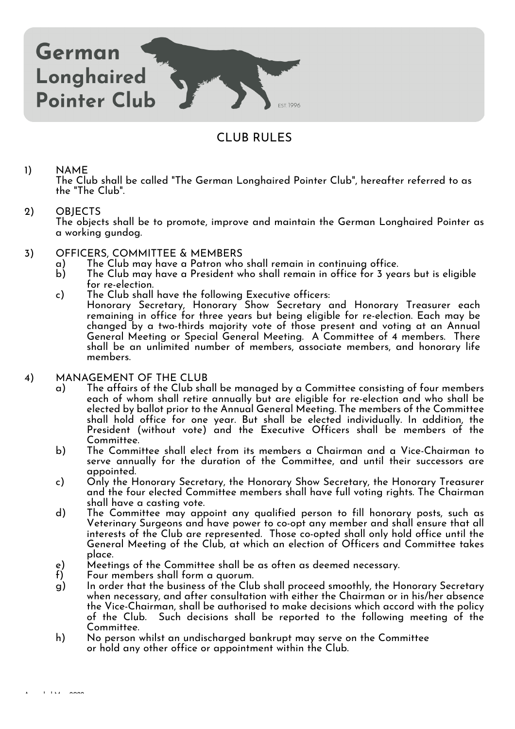# German Longhaired Pointer Club

EST. 1996

## CLUB RULES

1) NAME
The Club shall be called "The German Longhaired Pointer Club", hereafter referred to as the "The Club".

2) OBJECTS
The objects shall be to promote, improve and maintain the German Longhaired Pointer as a working gundog.

3) OFFICERS, COMMITTEE & MEMBERS
   a) The Club may have a Patron who shall remain in continuing office.
   b) The Club may have a President who shall remain in office for 3 years but is eligible for re-election.
   c) The Club shall have the following Executive officers:
   Honorary Secretary, Honorary Show Secretary and Honorary Treasurer each remaining in office for three years but being eligible for re-election. Each may be changed by a two-thirds majority vote of those present and voting at an Annual General Meeting or Special General Meeting. A Committee of 4 members. There shall be an unlimited number of members, associate members, and honorary life members.

4) MANAGEMENT OF THE CLUB
   a) The affairs of the Club shall be managed by a Committee consisting of four members each of whom shall retire annually but are eligible for re-election and who shall be elected by ballot prior to the Annual General Meeting. The members of the Committee shall hold office for one year. But shall be elected individually. In addition, the President (without vote) and the Executive Officers shall be members of the Committee.
   b) The Committee shall elect from its members a Chairman and a Vice-Chairman to serve annually for the duration of the Committee, and until their successors are appointed.
   c) Only the Honorary Secretary, the Honorary Show Secretary, the Honorary Treasurer and the four elected Committee members shall have full voting rights. The Chairman shall have a casting vote.
   d) The Committee may appoint any qualified person to fill honorary posts, such as Veterinary Surgeons and have power to co-opt any member and shall ensure that all interests of the Club are represented. Those co-opted shall only hold office until the General Meeting of the Club, at which an election of Officers and Committee takes place.
   e) Meetings of the Committee shall be as often as deemed necessary.
   f) Four members shall form a quorum.
   g) In order that the business of the Club shall proceed smoothly, the Honorary Secretary when necessary, and after consultation with either the Chairman or in his/her absence the Vice-Chairman, shall be authorised to make decisions which accord with the policy of the Club. Such decisions shall be reported to the following meeting of the Committee.
   h) No person whilst an undischarged bankrupt may serve on the Committee or hold any other office or appointment within the Club.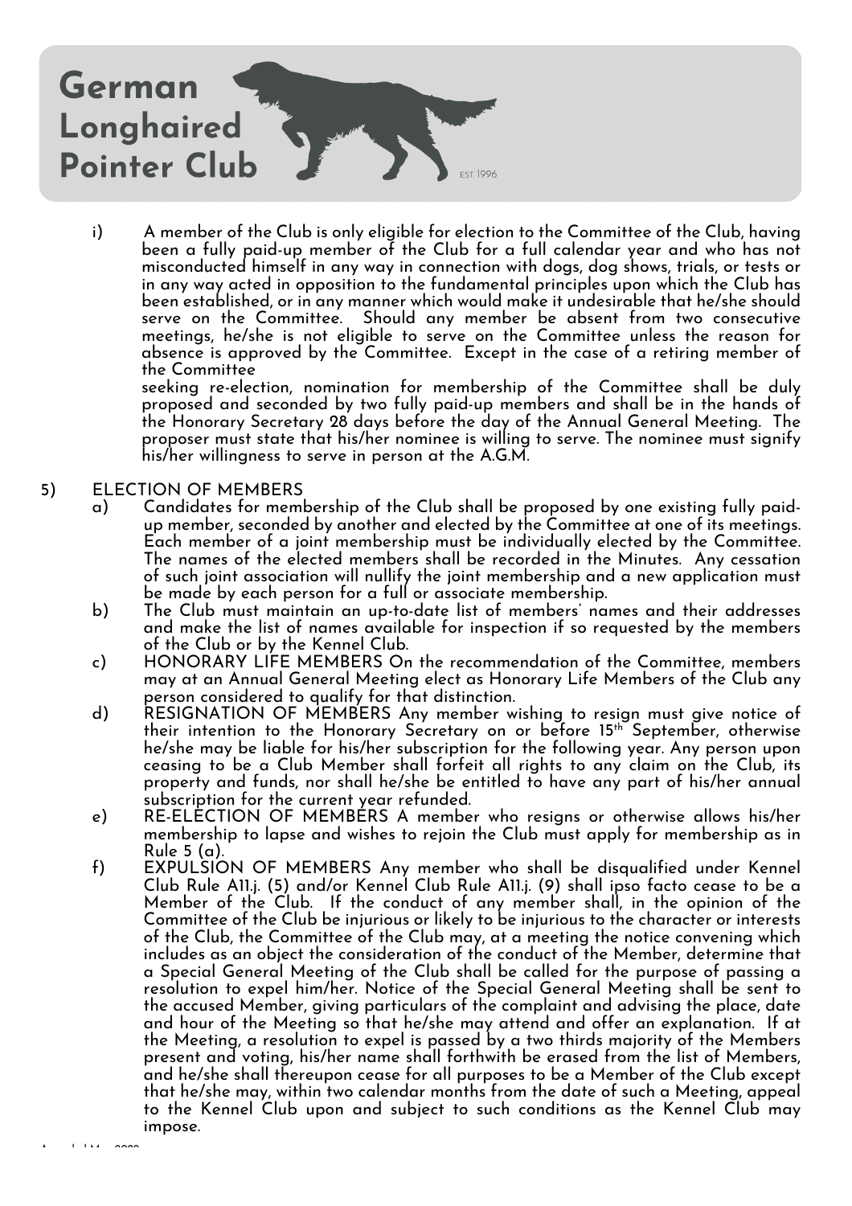i) A member of the Club is only eligible for election to the Committee of the Club, having been a fully paid-up member of the Club for a full calendar year and who has not misconducted himself in any way in connection with dogs, dog shows, trials, or tests or in any way acted in opposition to the fundamental principles upon which the Club has been established, or in any manner which would make it undesirable that he/she should serve on the Committee. Should any member be absent from two consecutive meetings, he/she is not eligible to serve on the Committee unless the reason for absence is approved by the Committee. Except in the case of a retiring member of the Committee

seeking re-election, nomination for membership of the Committee shall be duly proposed and seconded by two fully paid-up members and shall be in the hands of the Honorary Secretary 28 days before the day of the Annual General Meeting. The proposer must state that his/her nominee is willing to serve. The nominee must signify his/her willingness to serve in person at the A.G.M.

5) ELECTION OF MEMBERS

a) Candidates for membership of the Club shall be proposed by one existing fully paid-up member, seconded by another and elected by the Committee at one of its meetings. Each member of a joint membership must be individually elected by the Committee. The names of the elected members shall be recorded in the Minutes. Any cessation of such joint association will nullify the joint membership and a new application must be made by each person for a full or associate membership.

b) The Club must maintain an up-to-date list of members' names and their addresses and make the list of names available for inspection if so requested by the members of the Club or by the Kennel Club.

c) HONORARY LIFE MEMBERS On the recommendation of the Committee, members may at an Annual General Meeting elect as Honorary Life Members of the Club any person considered to qualify for that distinction.

d) RESIGNATION OF MEMBERS Any member wishing to resign must give notice of their intention to the Honorary Secretary on or before 15th September, otherwise he/she may be liable for his/her subscription for the following year. Any person upon ceasing to be a Club Member shall forfeit all rights to any claim on the Club, its property and funds, nor shall he/she be entitled to have any part of his/her annual subscription for the current year refunded.

e) RE-ELECTION OF MEMBERS A member who resigns or otherwise allows his/her membership to lapse and wishes to rejoin the Club must apply for membership as in Rule 5 (a).

f) EXPULSION OF MEMBERS Any member who shall be disqualified under Kennel Club Rule A11.j. (5) and/or Kennel Club Rule A11.j. (9) shall ipso facto cease to be a Member of the Club. If the conduct of any member shall, in the opinion of the Committee of the Club be injurious or likely to be injurious to the character or interests of the Club, the Committee of the Club may, at a meeting the notice convening which includes as an object the consideration of the conduct of the Member, determine that a Special General Meeting of the Club shall be called for the purpose of passing a resolution to expel him/her. Notice of the Special General Meeting shall be sent to the accused Member, giving particulars of the complaint and advising the place, date and hour of the Meeting so that he/she may attend and offer an explanation. If at the Meeting, a resolution to expel is passed by a two thirds majority of the Members present and voting, his/her name shall forthwith be erased from the list of Members, and he/she shall thereupon cease for all purposes to be a Member of the Club except that he/she may, within two calendar months from the date of such a Meeting, appeal to the Kennel Club upon and subject to such conditions as the Kennel Club may impose.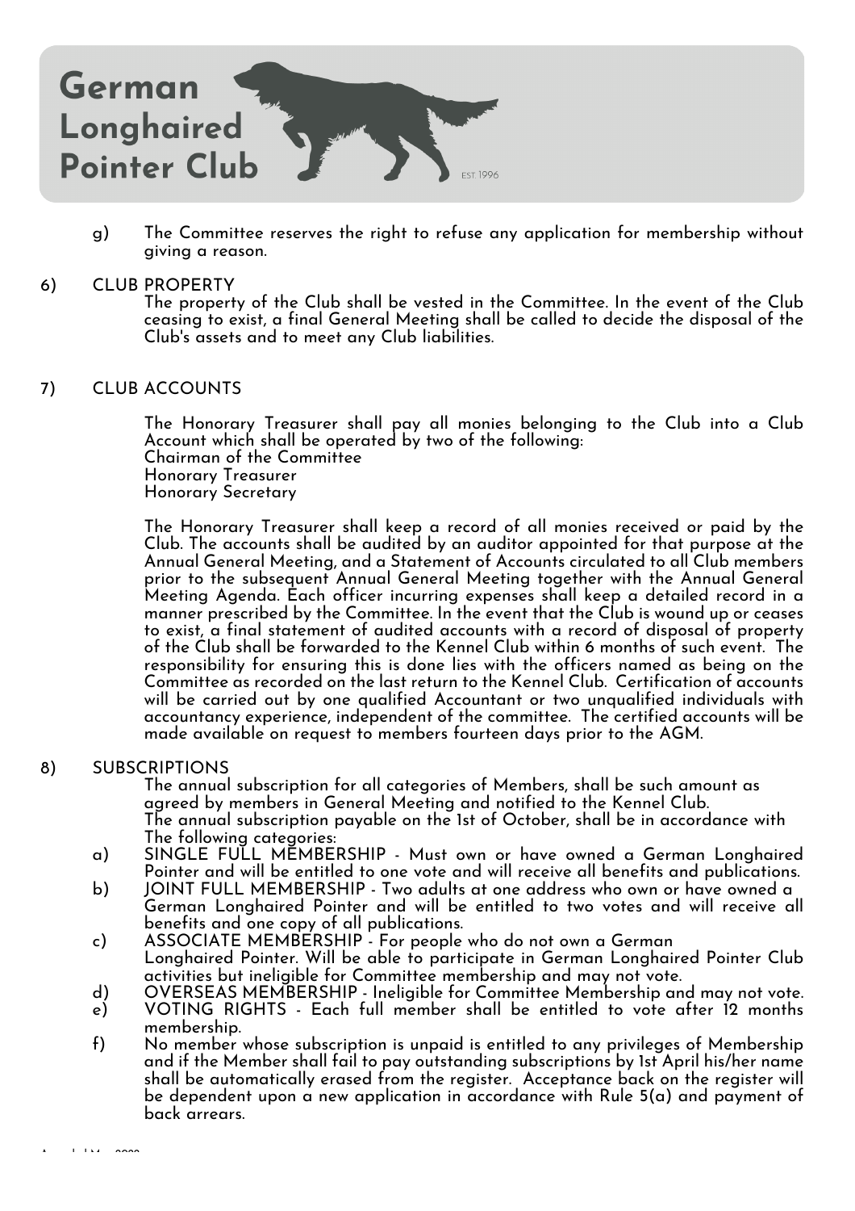g) The Committee reserves the right to refuse any application for membership without giving a reason.

6) CLUB PROPERTY

The property of the Club shall be vested in the Committee. In the event of the Club ceasing to exist, a final General Meeting shall be called to decide the disposal of the Club's assets and to meet any Club liabilities.

7) CLUB ACCOUNTS

The Honorary Treasurer shall pay all monies belonging to the Club into a Club Account which shall be operated by two of the following:
Chairman of the Committee
Honorary Treasurer
Honorary Secretary

The Honorary Treasurer shall keep a record of all monies received or paid by the Club. The accounts shall be audited by an auditor appointed for that purpose at the Annual General Meeting, and a Statement of Accounts circulated to all Club members prior to the subsequent Annual General Meeting together with the Annual General Meeting Agenda. Each officer incurring expenses shall keep a detailed record in a manner prescribed by the Committee. In the event that the Club is wound up or ceases to exist, a final statement of audited accounts with a record of disposal of property of the Club shall be forwarded to the Kennel Club within 6 months of such event. The responsibility for ensuring this is done lies with the officers named as being on the Committee as recorded on the last return to the Kennel Club. Certification of accounts will be carried out by one qualified Accountant or two unqualified individuals with accountancy experience, independent of the committee. The certified accounts will be made available on request to members fourteen days prior to the AGM.

8) SUBSCRIPTIONS

The annual subscription for all categories of Members, shall be such amount as agreed by members in General Meeting and notified to the Kennel Club.
The annual subscription payable on the 1st of October, shall be in accordance with The following categories:

a) SINGLE FULL MEMBERSHIP - Must own or have owned a German Longhaired Pointer and will be entitled to one vote and will receive all benefits and publications.
b) JOINT FULL MEMBERSHIP - Two adults at one address who own or have owned a German Longhaired Pointer and will be entitled to two votes and will receive all benefits and one copy of all publications.
c) ASSOCIATE MEMBERSHIP - For people who do not own a German Longhaired Pointer. Will be able to participate in German Longhaired Pointer Club activities but ineligible for Committee membership and may not vote.
d) OVERSEAS MEMBERSHIP - Ineligible for Committee Membership and may not vote.
e) VOTING RIGHTS - Each full member shall be entitled to vote after 12 months membership.
f) No member whose subscription is unpaid is entitled to any privileges of Membership and if the Member shall fail to pay outstanding subscriptions by 1st April his/her name shall be automatically erased from the register. Acceptance back on the register will be dependent upon a new application in accordance with Rule 5(a) and payment of back arrears.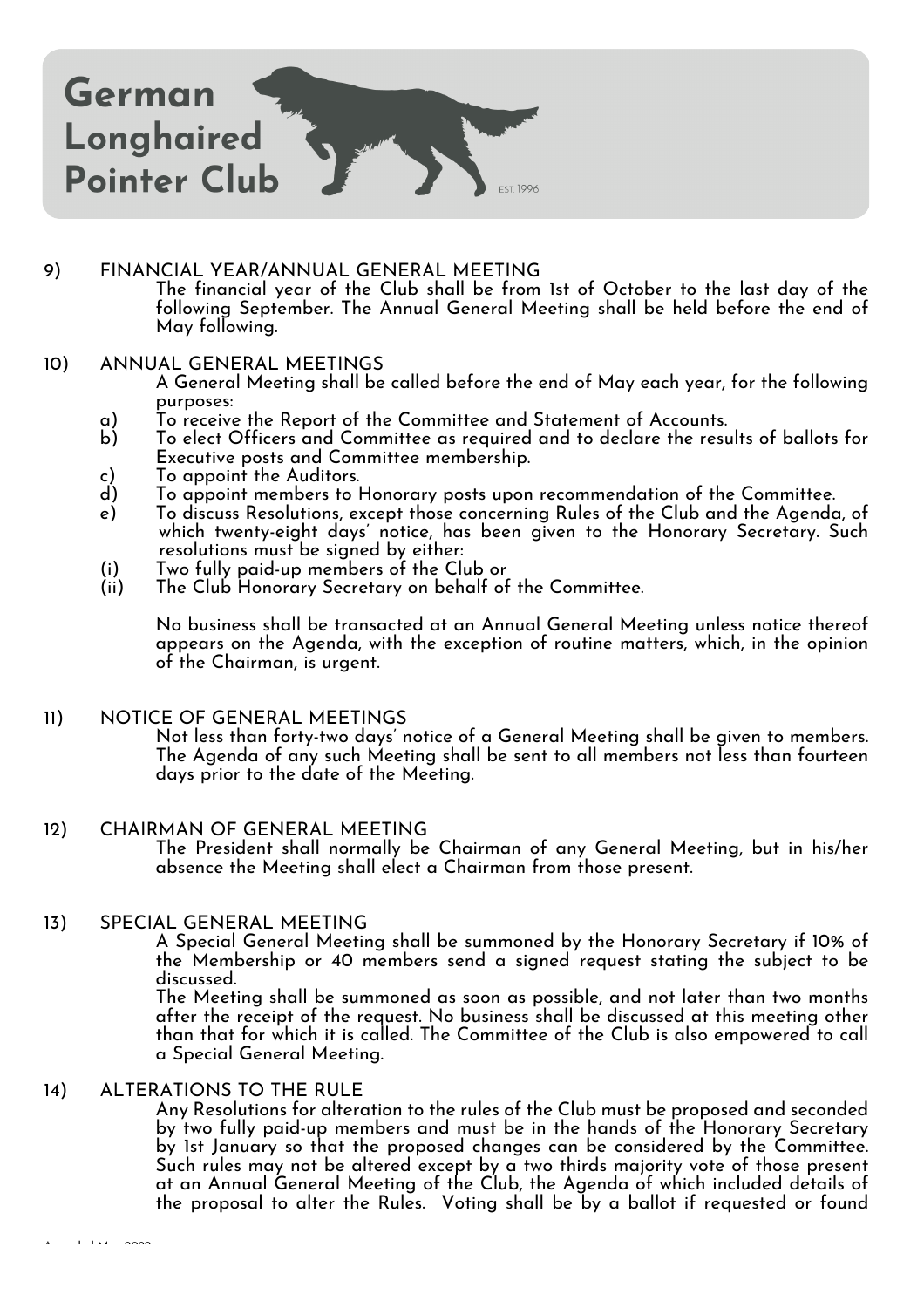9) FINANCIAL YEAR/ANNUAL GENERAL MEETING

The financial year of the Club shall be from 1st of October to the last day of the following September. The Annual General Meeting shall be held before the end of May following.

10) ANNUAL GENERAL MEETINGS

A General Meeting shall be called before the end of May each year, for the following purposes:

a) To receive the Report of the Committee and Statement of Accounts.
b) To elect Officers and Committee as required and to declare the results of ballots for Executive posts and Committee membership.
c) To appoint the Auditors.
d) To appoint members to Honorary posts upon recommendation of the Committee.
e) To discuss Resolutions, except those concerning Rules of the Club and the Agenda, of which twenty-eight days' notice, has been given to the Honorary Secretary. Such resolutions must be signed by either:
(i) Two fully paid-up members of the Club or
(ii) The Club Honorary Secretary on behalf of the Committee.

No business shall be transacted at an Annual General Meeting unless notice thereof appears on the Agenda, with the exception of routine matters, which, in the opinion of the Chairman, is urgent.

11) NOTICE OF GENERAL MEETINGS

Not less than forty-two days' notice of a General Meeting shall be given to members. The Agenda of any such Meeting shall be sent to all members not less than fourteen days prior to the date of the Meeting.

12) CHAIRMAN OF GENERAL MEETING

The President shall normally be Chairman of any General Meeting, but in his/her absence the Meeting shall elect a Chairman from those present.

13) SPECIAL GENERAL MEETING

A Special General Meeting shall be summoned by the Honorary Secretary if 10% of the Membership or 40 members send a signed request stating the subject to be discussed.

The Meeting shall be summoned as soon as possible, and not later than two months after the receipt of the request. No business shall be discussed at this meeting other than that for which it is called. The Committee of the Club is also empowered to call a Special General Meeting.

14) ALTERATIONS TO THE RULE

Any Resolutions for alteration to the rules of the Club must be proposed and seconded by two fully paid-up members and must be in the hands of the Honorary Secretary by 1st January so that the proposed changes can be considered by the Committee. Such rules may not be altered except by a two thirds majority vote of those present at an Annual General Meeting of the Club, the Agenda of which included details of the proposal to alter the Rules. Voting shall be by a ballot if requested or found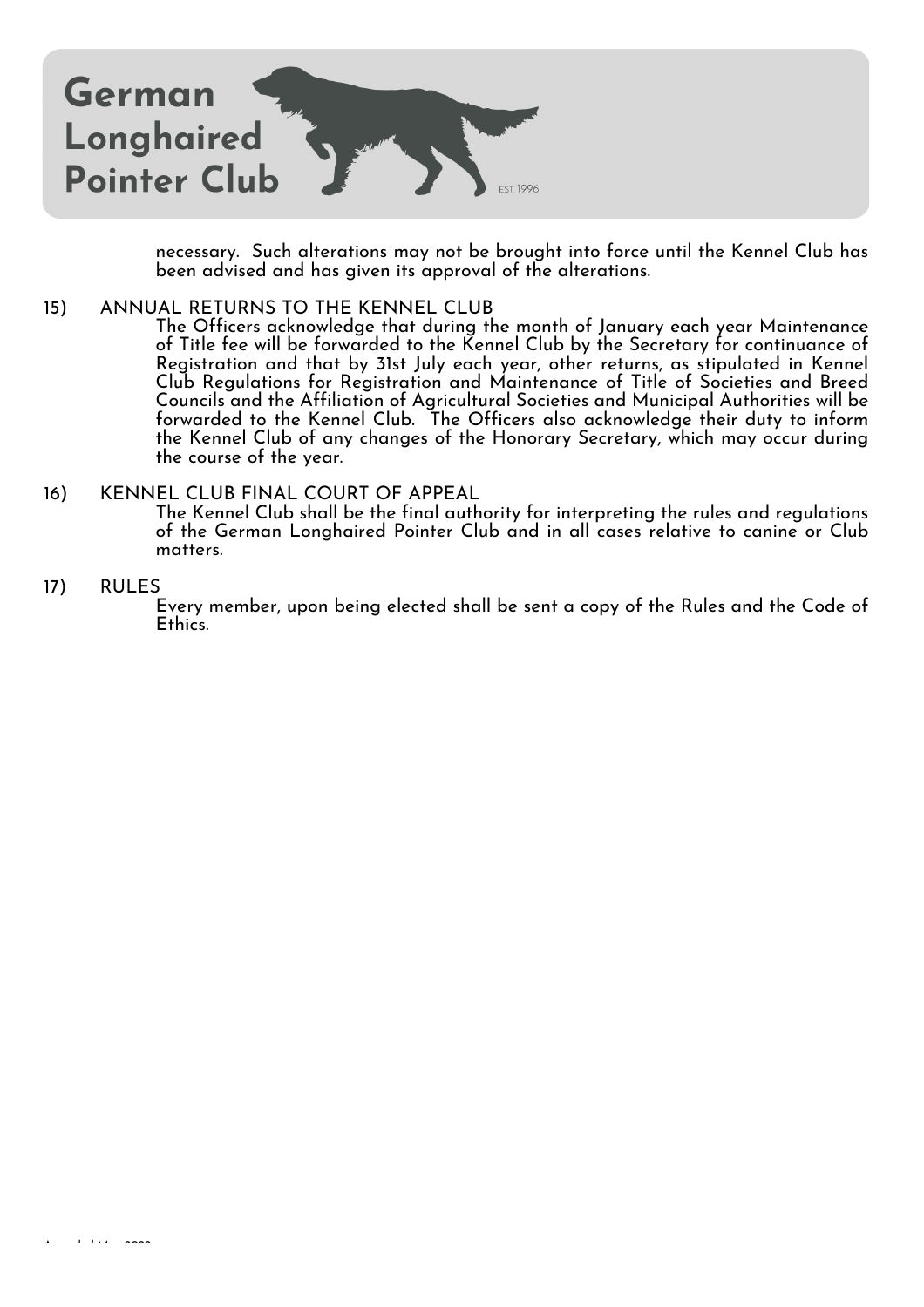necessary. Such alterations may not be brought into force until the Kennel Club has been advised and has given its approval of the alterations.

15) ANNUAL RETURNS TO THE KENNEL CLUB

The Officers acknowledge that during the month of January each year Maintenance of Title fee will be forwarded to the Kennel Club by the Secretary for continuance of Registration and that by 31st July each year, other returns, as stipulated in Kennel Club Regulations for Registration and Maintenance of Title of Societies and Breed Councils and the Affiliation of Agricultural Societies and Municipal Authorities will be forwarded to the Kennel Club. The Officers also acknowledge their duty to inform the Kennel Club of any changes of the Honorary Secretary, which may occur during the course of the year.

16) KENNEL CLUB FINAL COURT OF APPEAL

The Kennel Club shall be the final authority for interpreting the rules and regulations of the German Longhaired Pointer Club and in all cases relative to canine or Club matters.

17) RULES

Every member, upon being elected shall be sent a copy of the Rules and the Code of Ethics.